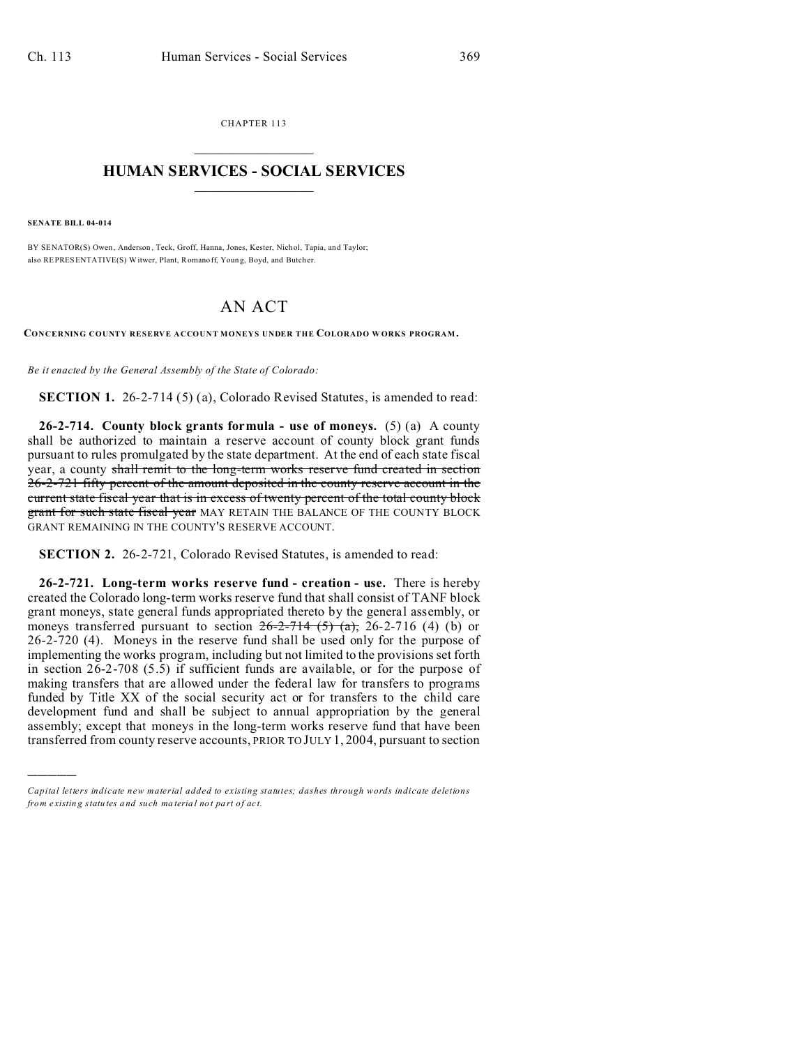CHAPTER 113

# HUMAN SERVICES - SOCIAL SERVICES

**SENATE BILL 04-014**

BY SENATOR(S) Owen, Anderson, Teck, Groff, Hanna, Jones, Kester, Nichol, Tapia, and Taylor;
also REPRESENTATIVE(S) Witwer, Plant, Romanoff, Young, Boyd, and Butcher.

# AN ACT

**CONCERNING COUNTY RESERVE ACCOUNT MONEYS UNDER THE COLORADO WORKS PROGRAM.**

*Be it enacted by the General Assembly of the State of Colorado:*

**SECTION 1.** 26-2-714 (5) (a), Colorado Revised Statutes, is amended to read:

**26-2-714. County block grants formula - use of moneys.** (5) (a) A county shall be authorized to maintain a reserve account of county block grant funds pursuant to rules promulgated by the state department. At the end of each state fiscal year, a county ~~shall remit to the long-term works reserve fund created in section 26-2-721 fifty percent of the amount deposited in the county reserve account in the current state fiscal year that is in excess of twenty percent of the total county block grant for such state fiscal year~~ MAY RETAIN THE BALANCE OF THE COUNTY BLOCK GRANT REMAINING IN THE COUNTY'S RESERVE ACCOUNT.

**SECTION 2.** 26-2-721, Colorado Revised Statutes, is amended to read:

**26-2-721. Long-term works reserve fund - creation - use.** There is hereby created the Colorado long-term works reserve fund that shall consist of TANF block grant moneys, state general funds appropriated thereto by the general assembly, or moneys transferred pursuant to section ~~26-2-714 (5) (a),~~ 26-2-716 (4) (b) or 26-2-720 (4). Moneys in the reserve fund shall be used only for the purpose of implementing the works program, including but not limited to the provisions set forth in section 26-2-708 (5.5) if sufficient funds are available, or for the purpose of making transfers that are allowed under the federal law for transfers to programs funded by Title XX of the social security act or for transfers to the child care development fund and shall be subject to annual appropriation by the general assembly; except that moneys in the long-term works reserve fund that have been transferred from county reserve accounts, PRIOR TO JULY 1, 2004, pursuant to section

---

*Capital letters indicate new material added to existing statutes; dashes through words indicate deletions from existing statutes and such material not part of act.*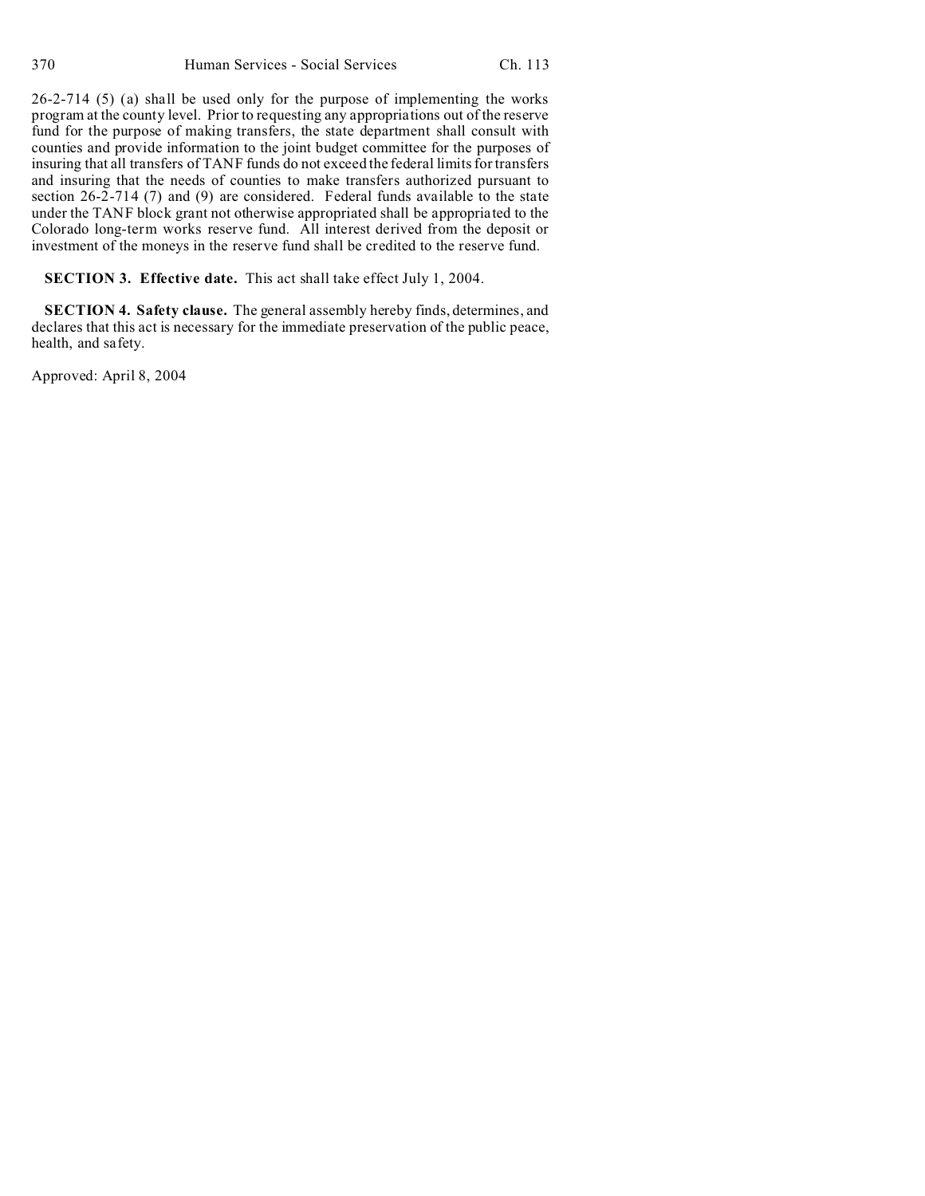26-2-714 (5) (a) shall be used only for the purpose of implementing the works program at the county level. Prior to requesting any appropriations out of the reserve fund for the purpose of making transfers, the state department shall consult with counties and provide information to the joint budget committee for the purposes of insuring that all transfers of TANF funds do not exceed the federal limits for transfers and insuring that the needs of counties to make transfers authorized pursuant to section 26-2-714 (7) and (9) are considered. Federal funds available to the state under the TANF block grant not otherwise appropriated shall be appropriated to the Colorado long-term works reserve fund. All interest derived from the deposit or investment of the moneys in the reserve fund shall be credited to the reserve fund.

**SECTION 3. Effective date.** This act shall take effect July 1, 2004.

**SECTION 4. Safety clause.** The general assembly hereby finds, determines, and declares that this act is necessary for the immediate preservation of the public peace, health, and safety.

Approved: April 8, 2004